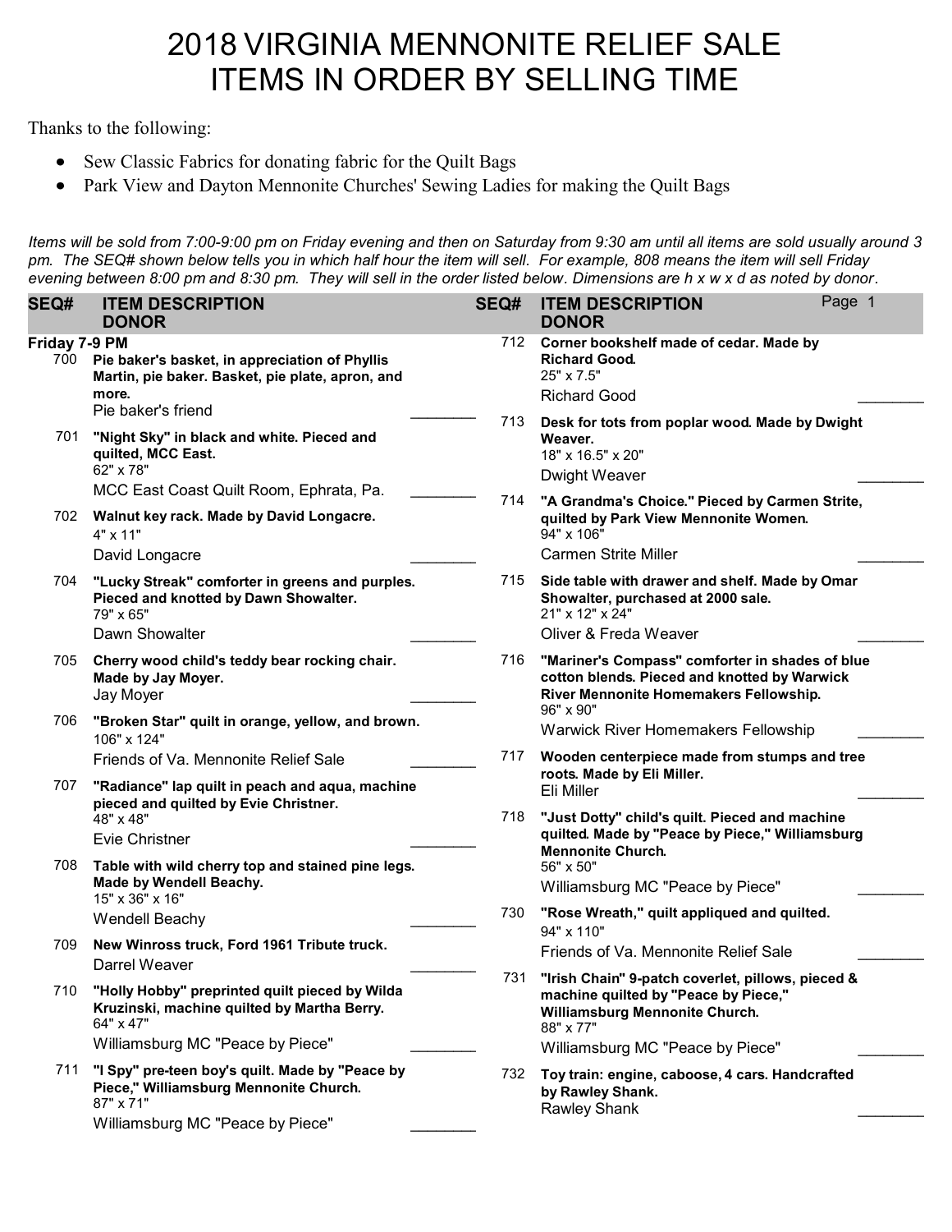# 2018 VIRGINIA MENNONITE RELIEF SALE
# ITEMS IN ORDER BY SELLING TIME

Thanks to the following:

- Sew Classic Fabrics for donating fabric for the Quilt Bags
- Park View and Dayton Mennonite Churches' Sewing Ladies for making the Quilt Bags

*Items will be sold from 7:00-9:00 pm on Friday evening and then on Saturday from 9:30 am until all items are sold usually around 3 pm. The SEQ# shown below tells you in which half hour the item will sell. For example, 808 means the item will sell Friday evening between 8:00 pm and 8:30 pm. They will sell in the order listed below. Dimensions are h x w x d as noted by donor.*

| SEQ# | ITEM DESCRIPTION / DONOR |
|---|---|
| **Friday 7-9 PM** | |
| 700 | **Pie baker's basket, in appreciation of Phyllis Martin, pie baker. Basket, pie plate, apron, and more.**<br>Pie baker's friend |
| 701 | **"Night Sky" in black and white. Pieced and quilted, MCC East.**<br>62" x 78"<br>MCC East Coast Quilt Room, Ephrata, Pa. |
| 702 | **Walnut key rack. Made by David Longacre.**<br>4" x 11"<br>David Longacre |
| 704 | **"Lucky Streak" comforter in greens and purples. Pieced and knotted by Dawn Showalter.**<br>79" x 65"<br>Dawn Showalter |
| 705 | **Cherry wood child's teddy bear rocking chair. Made by Jay Moyer.**<br>Jay Moyer |
| 706 | **"Broken Star" quilt in orange, yellow, and brown.**<br>106" x 124"<br>Friends of Va. Mennonite Relief Sale |
| 707 | **"Radiance" lap quilt in peach and aqua, machine pieced and quilted by Evie Christner.**<br>48" x 48"<br>Evie Christner |
| 708 | **Table with wild cherry top and stained pine legs. Made by Wendell Beachy.**<br>15" x 36" x 16"<br>Wendell Beachy |
| 709 | **New Winross truck, Ford 1961 Tribute truck.**<br>Darrel Weaver |
| 710 | **"Holly Hobby" preprinted quilt pieced by Wilda Kruzinski, machine quilted by Martha Berry.**<br>64" x 47"<br>Williamsburg MC "Peace by Piece" |
| 711 | **"I Spy" pre-teen boy's quilt. Made by "Peace by Piece," Williamsburg Mennonite Church.**<br>87" x 71"<br>Williamsburg MC "Peace by Piece" |
| 712 | **Corner bookshelf made of cedar. Made by Richard Good.**<br>25" x 7.5"<br>Richard Good |
| 713 | **Desk for tots from poplar wood. Made by Dwight Weaver.**<br>18" x 16.5" x 20"<br>Dwight Weaver |
| 714 | **"A Grandma's Choice." Pieced by Carmen Strite, quilted by Park View Mennonite Women.**<br>94" x 106"<br>Carmen Strite Miller |
| 715 | **Side table with drawer and shelf. Made by Omar Showalter, purchased at 2000 sale.**<br>21" x 12" x 24"<br>Oliver & Freda Weaver |
| 716 | **"Mariner's Compass" comforter in shades of blue cotton blends. Pieced and knotted by Warwick River Mennonite Homemakers Fellowship.**<br>96" x 90"<br>Warwick River Homemakers Fellowship |
| 717 | **Wooden centerpiece made from stumps and tree roots. Made by Eli Miller.**<br>Eli Miller |
| 718 | **"Just Dotty" child's quilt. Pieced and machine quilted. Made by "Peace by Piece," Williamsburg Mennonite Church.**<br>56" x 50"<br>Williamsburg MC "Peace by Piece" |
| 730 | **"Rose Wreath," quilt appliqued and quilted.**<br>94" x 110"<br>Friends of Va. Mennonite Relief Sale |
| 731 | **"Irish Chain" 9-patch coverlet, pillows, pieced & machine quilted by "Peace by Piece," Williamsburg Mennonite Church.**<br>88" x 77"<br>Williamsburg MC "Peace by Piece" |
| 732 | **Toy train: engine, caboose, 4 cars. Handcrafted by Rawley Shank.**<br>Rawley Shank |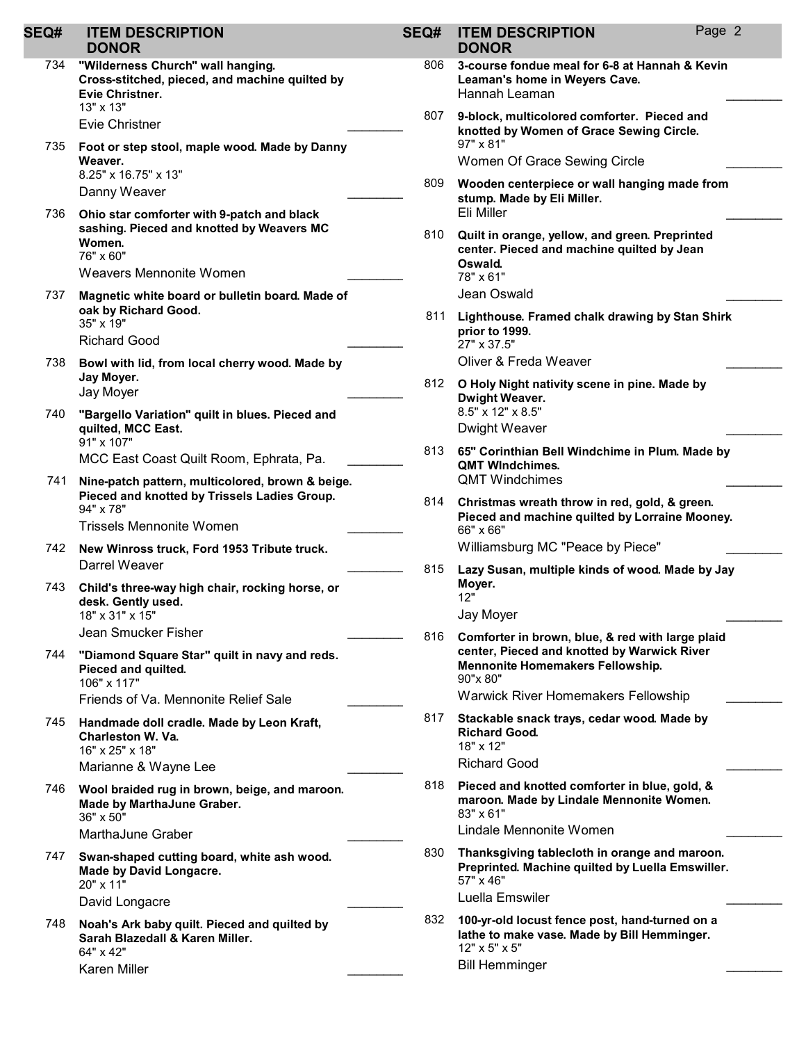| SEQ# | ITEM DESCRIPTION / DONOR |
|---|---|
| 734 | **"Wilderness Church" wall hanging. Cross-stitched, pieced, and machine quilted by Evie Christner.** 13" x 13" Evie Christner |
| 735 | **Foot or step stool, maple wood. Made by Danny Weaver.** 8.25" x 16.75" x 13" Danny Weaver |
| 736 | **Ohio star comforter with 9-patch and black sashing. Pieced and knotted by Weavers MC Women.** 76" x 60" Weavers Mennonite Women |
| 737 | **Magnetic white board or bulletin board. Made of oak by Richard Good.** 35" x 19" Richard Good |
| 738 | **Bowl with lid, from local cherry wood. Made by Jay Moyer.** Jay Moyer |
| 740 | **"Bargello Variation" quilt in blues. Pieced and quilted, MCC East.** 91" x 107" MCC East Coast Quilt Room, Ephrata, Pa. |
| 741 | **Nine-patch pattern, multicolored, brown & beige. Pieced and knotted by Trissels Ladies Group.** 94" x 78" Trissels Mennonite Women |
| 742 | **New Winross truck, Ford 1953 Tribute truck.** Darrel Weaver |
| 743 | **Child's three-way high chair, rocking horse, or desk. Gently used.** 18" x 31" x 15" Jean Smucker Fisher |
| 744 | **"Diamond Square Star" quilt in navy and reds. Pieced and quilted.** 106" x 117" Friends of Va. Mennonite Relief Sale |
| 745 | **Handmade doll cradle. Made by Leon Kraft, Charleston W. Va.** 16" x 25" x 18" Marianne & Wayne Lee |
| 746 | **Wool braided rug in brown, beige, and maroon. Made by MarthaJune Graber.** 36" x 50" MarthaJune Graber |
| 747 | **Swan-shaped cutting board, white ash wood. Made by David Longacre.** 20" x 11" David Longacre |
| 748 | **Noah's Ark baby quilt. Pieced and quilted by Sarah Blazedall & Karen Miller.** 64" x 42" Karen Miller |
| 806 | **3-course fondue meal for 6-8 at Hannah & Kevin Leaman's home in Weyers Cave.** Hannah Leaman |
| 807 | **9-block, multicolored comforter. Pieced and knotted by Women of Grace Sewing Circle.** 97" x 81" Women Of Grace Sewing Circle |
| 809 | **Wooden centerpiece or wall hanging made from stump. Made by Eli Miller.** Eli Miller |
| 810 | **Quilt in orange, yellow, and green. Preprinted center. Pieced and machine quilted by Jean Oswald.** 78" x 61" Jean Oswald |
| 811 | **Lighthouse. Framed chalk drawing by Stan Shirk prior to 1999.** 27" x 37.5" Oliver & Freda Weaver |
| 812 | **O Holy Night nativity scene in pine. Made by Dwight Weaver.** 8.5" x 12" x 8.5" Dwight Weaver |
| 813 | **65" Corinthian Bell Windchime in Plum. Made by QMT WIndchimes.** QMT Windchimes |
| 814 | **Christmas wreath throw in red, gold, & green. Pieced and machine quilted by Lorraine Mooney.** 66" x 66" Williamsburg MC "Peace by Piece" |
| 815 | **Lazy Susan, multiple kinds of wood. Made by Jay Moyer.** 12" Jay Moyer |
| 816 | **Comforter in brown, blue, & red with large plaid center, Pieced and knotted by Warwick River Mennonite Homemakers Fellowship.** 90"x 80" Warwick River Homemakers Fellowship |
| 817 | **Stackable snack trays, cedar wood. Made by Richard Good.** 18" x 12" Richard Good |
| 818 | **Pieced and knotted comforter in blue, gold, & maroon. Made by Lindale Mennonite Women.** 83" x 61" Lindale Mennonite Women |
| 830 | **Thanksgiving tablecloth in orange and maroon. Preprinted. Machine quilted by Luella Emswiller.** 57" x 46" Luella Emswiler |
| 832 | **100-yr-old locust fence post, hand-turned on a lathe to make vase. Made by Bill Hemminger.** 12" x 5" x 5" Bill Hemminger |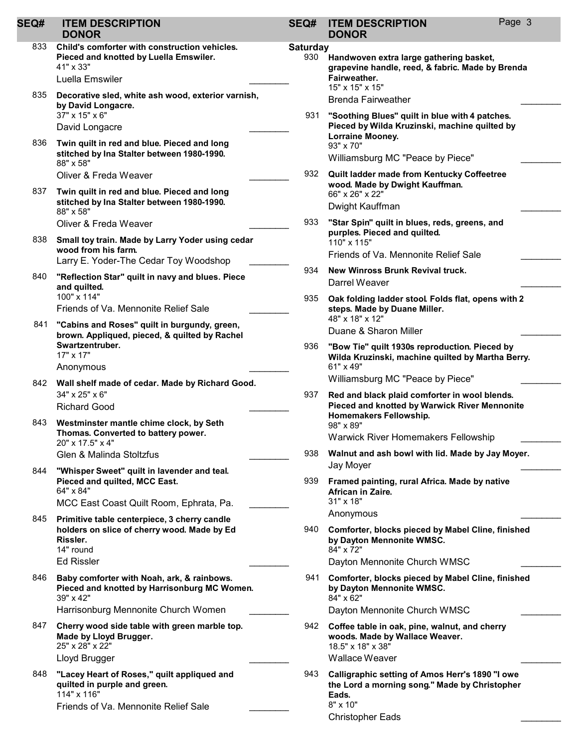| SEQ# | ITEM DESCRIPTION<br>DONOR |
| --- | --- |
| 833 | **Child's comforter with construction vehicles. Pieced and knotted by Luella Emswiler.**<br>41" x 33"<br>Luella Emswiler |
| 835 | **Decorative sled, white ash wood, exterior varnish, by David Longacre.**<br>37" x 15" x 6"<br>David Longacre |
| 836 | **Twin quilt in red and blue. Pieced and long stitched by Ina Stalter between 1980-1990.**<br>88" x 58"<br>Oliver & Freda Weaver |
| 837 | **Twin quilt in red and blue. Pieced and long stitched by Ina Stalter between 1980-1990.**<br>88" x 58"<br>Oliver & Freda Weaver |
| 838 | **Small toy train. Made by Larry Yoder using cedar wood from his farm.**<br>Larry E. Yoder-The Cedar Toy Woodshop |
| 840 | **"Reflection Star" quilt in navy and blues. Piece and quilted.**<br>100" x 114"<br>Friends of Va. Mennonite Relief Sale |
| 841 | **"Cabins and Roses" quilt in burgundy, green, brown. Appliqued, pieced, & quilted by Rachel Swartzentruber.**<br>17" x 17"<br>Anonymous |
| 842 | **Wall shelf made of cedar. Made by Richard Good.**<br>34" x 25" x 6"<br>Richard Good |
| 843 | **Westminster mantle chime clock, by Seth Thomas. Converted to battery power.**<br>20" x 17.5" x 4"<br>Glen & Malinda Stoltzfus |
| 844 | **"Whisper Sweet" quilt in lavender and teal. Pieced and quilted, MCC East.**<br>64" x 84"<br>MCC East Coast Quilt Room, Ephrata, Pa. |
| 845 | **Primitive table centerpiece, 3 cherry candle holders on slice of cherry wood. Made by Ed Rissler.**<br>14" round<br>Ed Rissler |
| 846 | **Baby comforter with Noah, ark, & rainbows. Pieced and knotted by Harrisonburg MC Women.**<br>39" x 42"<br>Harrisonburg Mennonite Church Women |
| 847 | **Cherry wood side table with green marble top. Made by Lloyd Brugger.**<br>25" x 28" x 22"<br>Lloyd Brugger |
| 848 | **"Lacey Heart of Roses," quilt appliqued and quilted in purple and green.**<br>114" x 116"<br>Friends of Va. Mennonite Relief Sale |

**Saturday**

| SEQ# | ITEM DESCRIPTION<br>DONOR |
| --- | --- |
| 930 | **Handwoven extra large gathering basket, grapevine handle, reed, & fabric. Made by Brenda Fairweather.**<br>15" x 15" x 15"<br>Brenda Fairweather |
| 931 | **"Soothing Blues" quilt in blue with 4 patches. Pieced by Wilda Kruzinski, machine quilted by Lorraine Mooney.**<br>93" x 70"<br>Williamsburg MC "Peace by Piece" |
| 932 | **Quilt ladder made from Kentucky Coffeetree wood. Made by Dwight Kauffman.**<br>66" x 26" x 22"<br>Dwight Kauffman |
| 933 | **"Star Spin" quilt in blues, reds, greens, and purples. Pieced and quilted.**<br>110" x 115"<br>Friends of Va. Mennonite Relief Sale |
| 934 | **New Winross Brunk Revival truck.**<br>Darrel Weaver |
| 935 | **Oak folding ladder stool. Folds flat, opens with 2 steps. Made by Duane Miller.**<br>48" x 18" x 12"<br>Duane & Sharon Miller |
| 936 | **"Bow Tie" quilt 1930s reproduction. Pieced by Wilda Kruzinski, machine quilted by Martha Berry.**<br>61" x 49"<br>Williamsburg MC "Peace by Piece" |
| 937 | **Red and black plaid comforter in wool blends. Pieced and knotted by Warwick River Mennonite Homemakers Fellowship.**<br>98" x 89"<br>Warwick River Homemakers Fellowship |
| 938 | **Walnut and ash bowl with lid. Made by Jay Moyer.**<br>Jay Moyer |
| 939 | **Framed painting, rural Africa. Made by native African in Zaire.**<br>31" x 18"<br>Anonymous |
| 940 | **Comforter, blocks pieced by Mabel Cline, finished by Dayton Mennonite WMSC.**<br>84" x 72"<br>Dayton Mennonite Church WMSC |
| 941 | **Comforter, blocks pieced by Mabel Cline, finished by Dayton Mennonite WMSC.**<br>84" x 62"<br>Dayton Mennonite Church WMSC |
| 942 | **Coffee table in oak, pine, walnut, and cherry woods. Made by Wallace Weaver.**<br>18.5" x 18" x 38"<br>Wallace Weaver |
| 943 | **Calligraphic setting of Amos Herr's 1890 "I owe the Lord a morning song." Made by Christopher Eads.**<br>8" x 10"<br>Christopher Eads |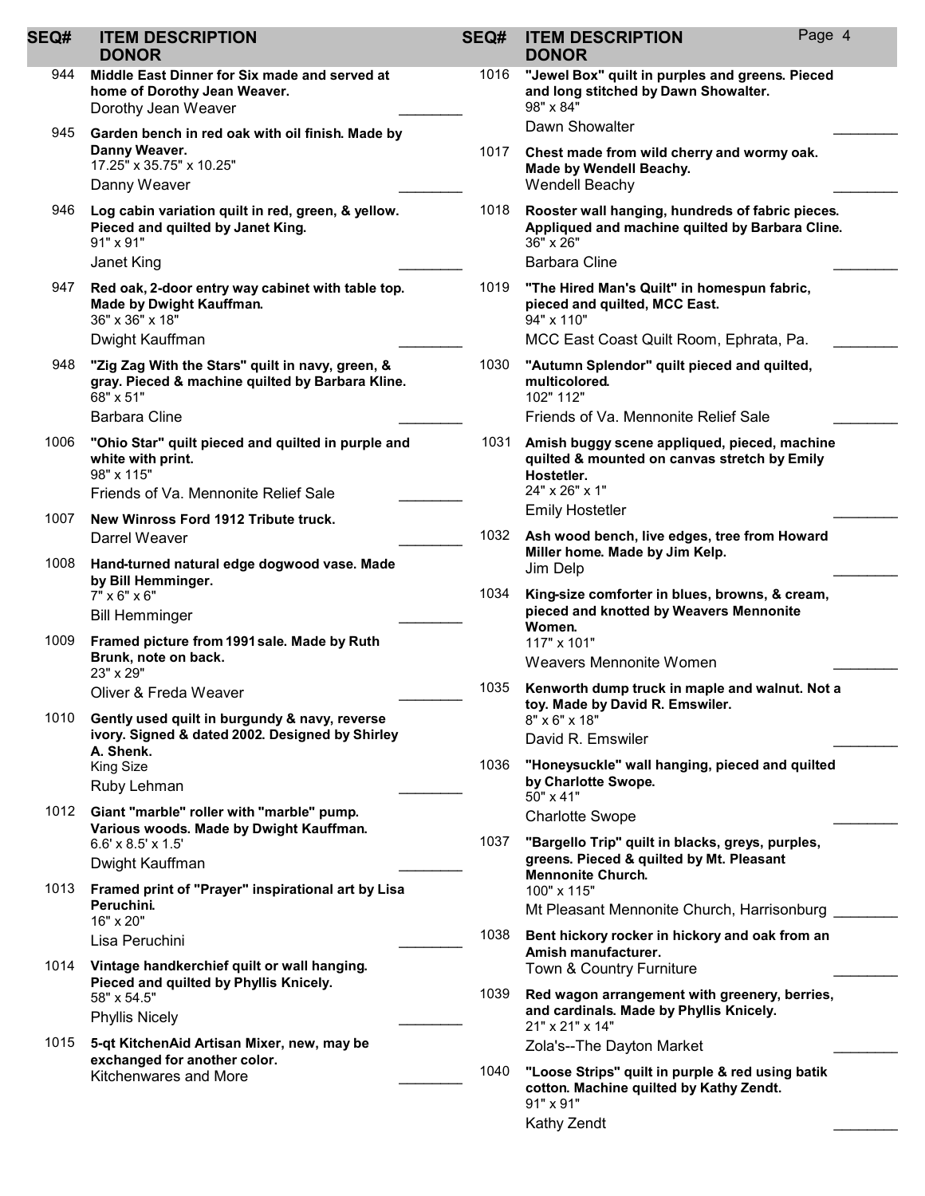| SEQ# | ITEM DESCRIPTION / DONOR | |
|---|---|---|
| 944 | **Middle East Dinner for Six made and served at home of Dorothy Jean Weaver.**<br>Dorothy Jean Weaver | ________ |
| 945 | **Garden bench in red oak with oil finish. Made by Danny Weaver.**<br>17.25" x 35.75" x 10.25"<br>Danny Weaver | ________ |
| 946 | **Log cabin variation quilt in red, green, & yellow. Pieced and quilted by Janet King.**<br>91" x 91"<br>Janet King | ________ |
| 947 | **Red oak, 2-door entry way cabinet with table top. Made by Dwight Kauffman.**<br>36" x 36" x 18"<br>Dwight Kauffman | ________ |
| 948 | **"Zig Zag With the Stars" quilt in navy, green, & gray. Pieced & machine quilted by Barbara Kline.**<br>68" x 51"<br>Barbara Cline | ________ |
| 1006 | **"Ohio Star" quilt pieced and quilted in purple and white with print.**<br>98" x 115"<br>Friends of Va. Mennonite Relief Sale | ________ |
| 1007 | **New Winross Ford 1912 Tribute truck.**<br>Darrel Weaver | ________ |
| 1008 | **Hand-turned natural edge dogwood vase. Made by Bill Hemminger.**<br>7" x 6" x 6"<br>Bill Hemminger | ________ |
| 1009 | **Framed picture from 1991 sale. Made by Ruth Brunk, note on back.**<br>23" x 29"<br>Oliver & Freda Weaver | ________ |
| 1010 | **Gently used quilt in burgundy & navy, reverse ivory. Signed & dated 2002. Designed by Shirley A. Shenk.**<br>King Size<br>Ruby Lehman | ________ |
| 1012 | **Giant "marble" roller with "marble" pump. Various woods. Made by Dwight Kauffman.**<br>6.6' x 8.5' x 1.5'<br>Dwight Kauffman | ________ |
| 1013 | **Framed print of "Prayer" inspirational art by Lisa Peruchini.**<br>16" x 20"<br>Lisa Peruchini | ________ |
| 1014 | **Vintage handkerchief quilt or wall hanging. Pieced and quilted by Phyllis Knicely.**<br>58" x 54.5"<br>Phyllis Nicely | ________ |
| 1015 | **5-qt KitchenAid Artisan Mixer, new, may be exchanged for another color.**<br>Kitchenwares and More | ________ |
| 1016 | **"Jewel Box" quilt in purples and greens. Pieced and long stitched by Dawn Showalter.**<br>98" x 84"<br>Dawn Showalter | ________ |
| 1017 | **Chest made from wild cherry and wormy oak. Made by Wendell Beachy.**<br>Wendell Beachy | ________ |
| 1018 | **Rooster wall hanging, hundreds of fabric pieces. Appliqued and machine quilted by Barbara Cline.**<br>36" x 26"<br>Barbara Cline | ________ |
| 1019 | **"The Hired Man's Quilt" in homespun fabric, pieced and quilted, MCC East.**<br>94" x 110"<br>MCC East Coast Quilt Room, Ephrata, Pa. | ________ |
| 1030 | **"Autumn Splendor" quilt pieced and quilted, multicolored.**<br>102" 112"<br>Friends of Va. Mennonite Relief Sale | ________ |
| 1031 | **Amish buggy scene appliqued, pieced, machine quilted & mounted on canvas stretch by Emily Hostetler.**<br>24" x 26" x 1"<br>Emily Hostetler | ________ |
| 1032 | **Ash wood bench, live edges, tree from Howard Miller home. Made by Jim Kelp.**<br>Jim Delp | ________ |
| 1034 | **King-size comforter in blues, browns, & cream, pieced and knotted by Weavers Mennonite Women.**<br>117" x 101"<br>Weavers Mennonite Women | ________ |
| 1035 | **Kenworth dump truck in maple and walnut. Not a toy. Made by David R. Emswiler.**<br>8" x 6" x 18"<br>David R. Emswiler | ________ |
| 1036 | **"Honeysuckle" wall hanging, pieced and quilted by Charlotte Swope.**<br>50" x 41"<br>Charlotte Swope | ________ |
| 1037 | **"Bargello Trip" quilt in blacks, greys, purples, greens. Pieced & quilted by Mt. Pleasant Mennonite Church.**<br>100" x 115"<br>Mt Pleasant Mennonite Church, Harrisonburg | ________ |
| 1038 | **Bent hickory rocker in hickory and oak from an Amish manufacturer.**<br>Town & Country Furniture | ________ |
| 1039 | **Red wagon arrangement with greenery, berries, and cardinals. Made by Phyllis Knicely.**<br>21" x 21" x 14"<br>Zola's--The Dayton Market | ________ |
| 1040 | **"Loose Strips" quilt in purple & red using batik cotton. Machine quilted by Kathy Zendt.**<br>91" x 91"<br>Kathy Zendt | ________ |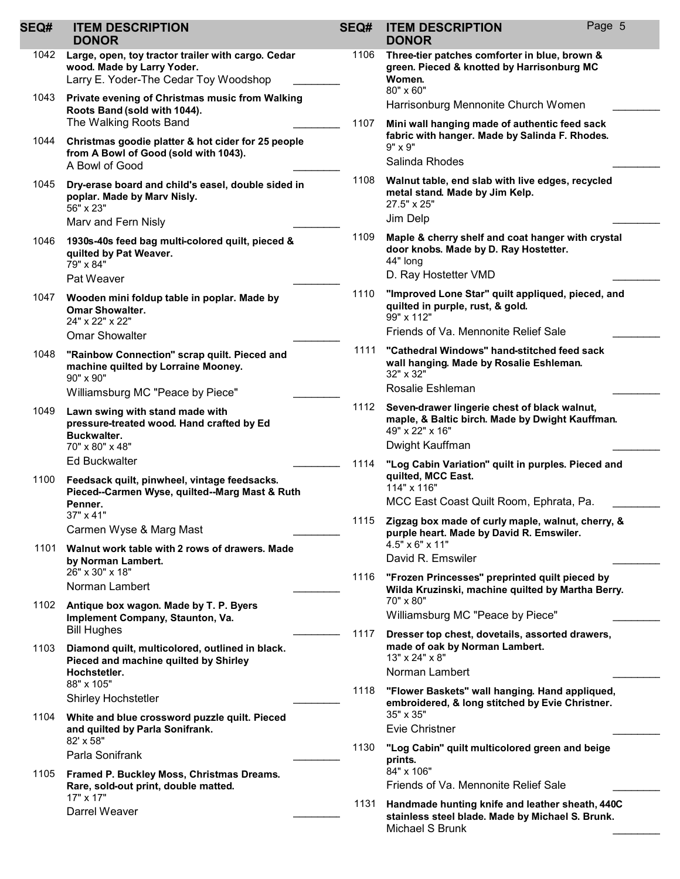| SEQ# | ITEM DESCRIPTION / DONOR | |
|---|---|---|
| 1042 | **Large, open, toy tractor trailer with cargo. Cedar wood. Made by Larry Yoder.**<br>Larry E. Yoder-The Cedar Toy Woodshop | ________ |
| 1043 | **Private evening of Christmas music from Walking Roots Band (sold with 1044).**<br>The Walking Roots Band | ________ |
| 1044 | **Christmas goodie platter & hot cider for 25 people from A Bowl of Good (sold with 1043).**<br>A Bowl of Good | ________ |
| 1045 | **Dry-erase board and child's easel, double sided in poplar. Made by Marv Nisly.**<br>56" x 23"<br>Marv and Fern Nisly | ________ |
| 1046 | **1930s-40s feed bag multi-colored quilt, pieced & quilted by Pat Weaver.**<br>79" x 84"<br>Pat Weaver | ________ |
| 1047 | **Wooden mini foldup table in poplar. Made by Omar Showalter.**<br>24" x 22" x 22"<br>Omar Showalter | ________ |
| 1048 | **"Rainbow Connection" scrap quilt. Pieced and machine quilted by Lorraine Mooney.**<br>90" x 90"<br>Williamsburg MC "Peace by Piece" | ________ |
| 1049 | **Lawn swing with stand made with pressure-treated wood. Hand crafted by Ed Buckwalter.**<br>70" x 80" x 48"<br>Ed Buckwalter | ________ |
| 1100 | **Feedsack quilt, pinwheel, vintage feedsacks. Pieced--Carmen Wyse, quilted--Marg Mast & Ruth Penner.**<br>37" x 41"<br>Carmen Wyse & Marg Mast | ________ |
| 1101 | **Walnut work table with 2 rows of drawers. Made by Norman Lambert.**<br>26" x 30" x 18"<br>Norman Lambert | ________ |
| 1102 | **Antique box wagon. Made by T. P. Byers Implement Company, Staunton, Va.**<br>Bill Hughes | ________ |
| 1103 | **Diamond quilt, multicolored, outlined in black. Pieced and machine quilted by Shirley Hochstetler.**<br>88" x 105"<br>Shirley Hochstetler | ________ |
| 1104 | **White and blue crossword puzzle quilt. Pieced and quilted by Parla Sonifrank.**<br>82' x 58"<br>Parla Sonifrank | ________ |
| 1105 | **Framed P. Buckley Moss, Christmas Dreams. Rare, sold-out print, double matted.**<br>17" x 17"<br>Darrel Weaver | ________ |
| 1106 | **Three-tier patches comforter in blue, brown & green. Pieced & knotted by Harrisonburg MC Women.**<br>80" x 60"<br>Harrisonburg Mennonite Church Women | ________ |
| 1107 | **Mini wall hanging made of authentic feed sack fabric with hanger. Made by Salinda F. Rhodes.**<br>9" x 9"<br>Salinda Rhodes | ________ |
| 1108 | **Walnut table, end slab with live edges, recycled metal stand. Made by Jim Kelp.**<br>27.5" x 25"<br>Jim Delp | ________ |
| 1109 | **Maple & cherry shelf and coat hanger with crystal door knobs. Made by D. Ray Hostetter.**<br>44" long<br>D. Ray Hostetter VMD | ________ |
| 1110 | **"Improved Lone Star" quilt appliqued, pieced, and quilted in purple, rust, & gold.**<br>99" x 112"<br>Friends of Va. Mennonite Relief Sale | ________ |
| 1111 | **"Cathedral Windows" hand-stitched feed sack wall hanging. Made by Rosalie Eshleman.**<br>32" x 32"<br>Rosalie Eshleman | ________ |
| 1112 | **Seven-drawer lingerie chest of black walnut, maple, & Baltic birch. Made by Dwight Kauffman.**<br>49" x 22" x 16"<br>Dwight Kauffman | ________ |
| 1114 | **"Log Cabin Variation" quilt in purples. Pieced and quilted, MCC East.**<br>114" x 116"<br>MCC East Coast Quilt Room, Ephrata, Pa. | ________ |
| 1115 | **Zigzag box made of curly maple, walnut, cherry, & purple heart. Made by David R. Emswiler.**<br>4.5" x 6" x 11"<br>David R. Emswiler | ________ |
| 1116 | **"Frozen Princesses" preprinted quilt pieced by Wilda Kruzinski, machine quilted by Martha Berry.**<br>70" x 80"<br>Williamsburg MC "Peace by Piece" | ________ |
| 1117 | **Dresser top chest, dovetails, assorted drawers, made of oak by Norman Lambert.**<br>13" x 24" x 8"<br>Norman Lambert | ________ |
| 1118 | **"Flower Baskets" wall hanging. Hand appliqued, embroidered, & long stitched by Evie Christner.**<br>35" x 35"<br>Evie Christner | ________ |
| 1130 | **"Log Cabin" quilt multicolored green and beige prints.**<br>84" x 106"<br>Friends of Va. Mennonite Relief Sale | ________ |
| 1131 | **Handmade hunting knife and leather sheath, 440C stainless steel blade. Made by Michael S. Brunk.**<br>Michael S Brunk | ________ |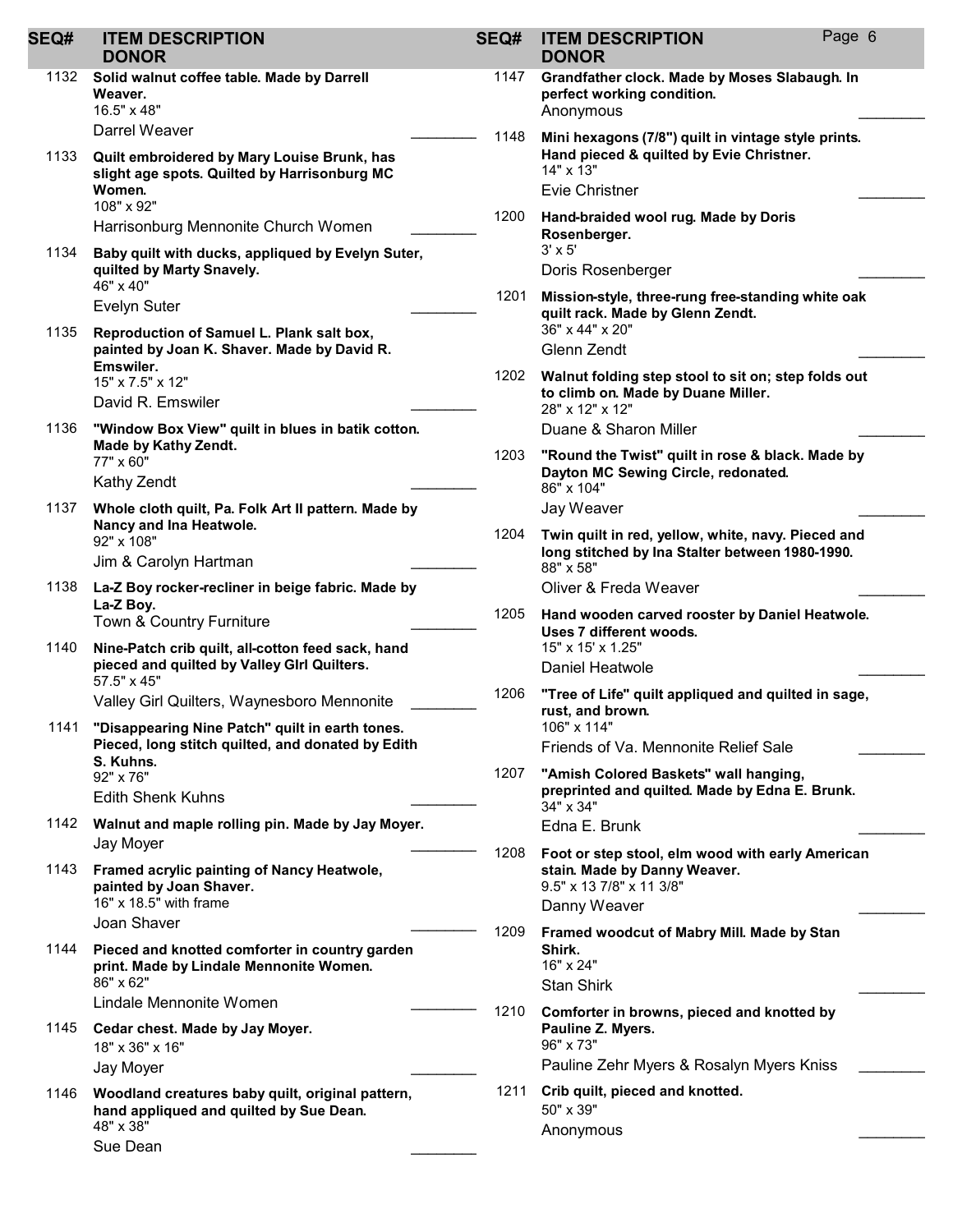| SEQ# | ITEM DESCRIPTION / DONOR |
|---|---|
| 1132 | **Solid walnut coffee table. Made by Darrell Weaver.** 16.5" x 48" Darrel Weaver |
| 1133 | **Quilt embroidered by Mary Louise Brunk, has slight age spots. Quilted by Harrisonburg MC Women.** 108" x 92" Harrisonburg Mennonite Church Women |
| 1134 | **Baby quilt with ducks, appliqued by Evelyn Suter, quilted by Marty Snavely.** 46" x 40" Evelyn Suter |
| 1135 | **Reproduction of Samuel L. Plank salt box, painted by Joan K. Shaver. Made by David R. Emswiler.** 15" x 7.5" x 12" David R. Emswiler |
| 1136 | **"Window Box View" quilt in blues in batik cotton. Made by Kathy Zendt.** 77" x 60" Kathy Zendt |
| 1137 | **Whole cloth quilt, Pa. Folk Art II pattern. Made by Nancy and Ina Heatwole.** 92" x 108" Jim & Carolyn Hartman |
| 1138 | **La-Z Boy rocker-recliner in beige fabric. Made by La-Z Boy.** Town & Country Furniture |
| 1140 | **Nine-Patch crib quilt, all-cotton feed sack, hand pieced and quilted by Valley GIrl Quilters.** 57.5" x 45" Valley Girl Quilters, Waynesboro Mennonite |
| 1141 | **"Disappearing Nine Patch" quilt in earth tones. Pieced, long stitch quilted, and donated by Edith S. Kuhns.** 92" x 76" Edith Shenk Kuhns |
| 1142 | **Walnut and maple rolling pin. Made by Jay Moyer.** Jay Moyer |
| 1143 | **Framed acrylic painting of Nancy Heatwole, painted by Joan Shaver.** 16" x 18.5" with frame Joan Shaver |
| 1144 | **Pieced and knotted comforter in country garden print. Made by Lindale Mennonite Women.** 86" x 62" Lindale Mennonite Women |
| 1145 | **Cedar chest. Made by Jay Moyer.** 18" x 36" x 16" Jay Moyer |
| 1146 | **Woodland creatures baby quilt, original pattern, hand appliqued and quilted by Sue Dean.** 48" x 38" Sue Dean |
| 1147 | **Grandfather clock. Made by Moses Slabaugh. In perfect working condition.** Anonymous |
| 1148 | **Mini hexagons (7/8") quilt in vintage style prints. Hand pieced & quilted by Evie Christner.** 14" x 13" Evie Christner |
| 1200 | **Hand-braided wool rug. Made by Doris Rosenberger.** 3' x 5' Doris Rosenberger |
| 1201 | **Mission-style, three-rung free-standing white oak quilt rack. Made by Glenn Zendt.** 36" x 44" x 20" Glenn Zendt |
| 1202 | **Walnut folding step stool to sit on; step folds out to climb on. Made by Duane Miller.** 28" x 12" x 12" Duane & Sharon Miller |
| 1203 | **"Round the Twist" quilt in rose & black. Made by Dayton MC Sewing Circle, redonated.** 86" x 104" Jay Weaver |
| 1204 | **Twin quilt in red, yellow, white, navy. Pieced and long stitched by Ina Stalter between 1980-1990.** 88" x 58" Oliver & Freda Weaver |
| 1205 | **Hand wooden carved rooster by Daniel Heatwole. Uses 7 different woods.** 15" x 15' x 1.25" Daniel Heatwole |
| 1206 | **"Tree of Life" quilt appliqued and quilted in sage, rust, and brown.** 106" x 114" Friends of Va. Mennonite Relief Sale |
| 1207 | **"Amish Colored Baskets" wall hanging, preprinted and quilted. Made by Edna E. Brunk.** 34" x 34" Edna E. Brunk |
| 1208 | **Foot or step stool, elm wood with early American stain. Made by Danny Weaver.** 9.5" x 13 7/8" x 11 3/8" Danny Weaver |
| 1209 | **Framed woodcut of Mabry Mill. Made by Stan Shirk.** 16" x 24" Stan Shirk |
| 1210 | **Comforter in browns, pieced and knotted by Pauline Z. Myers.** 96" x 73" Pauline Zehr Myers & Rosalyn Myers Kniss |
| 1211 | **Crib quilt, pieced and knotted.** 50" x 39" Anonymous |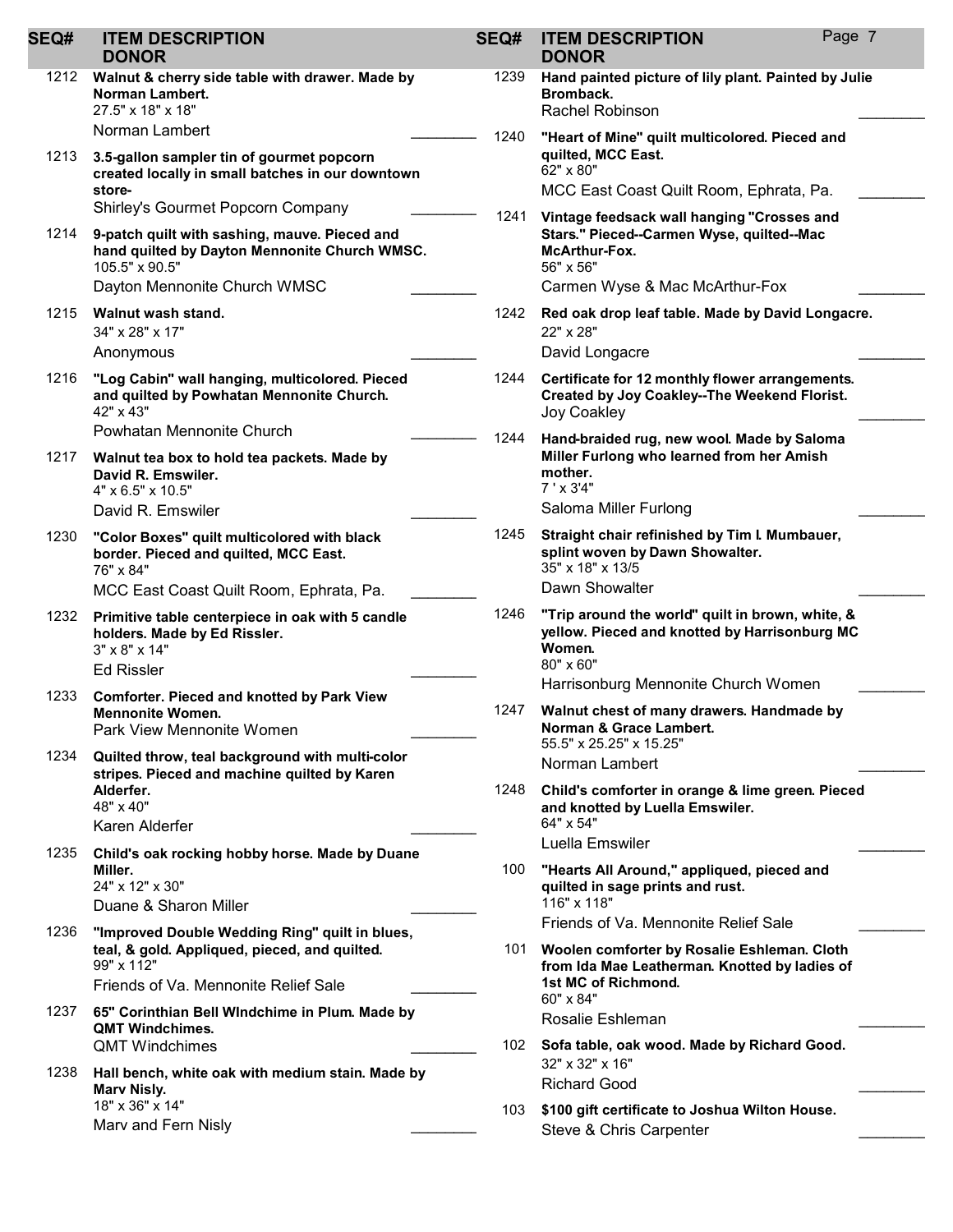| SEQ# | ITEM DESCRIPTION / DONOR |
|---|---|
| 1212 | **Walnut & cherry side table with drawer. Made by Norman Lambert.** 27.5" x 18" x 18" Norman Lambert |
| 1213 | **3.5-gallon sampler tin of gourmet popcorn created locally in small batches in our downtown store-** Shirley's Gourmet Popcorn Company |
| 1214 | **9-patch quilt with sashing, mauve. Pieced and hand quilted by Dayton Mennonite Church WMSC.** 105.5" x 90.5" Dayton Mennonite Church WMSC |
| 1215 | **Walnut wash stand.** 34" x 28" x 17" Anonymous |
| 1216 | **"Log Cabin" wall hanging, multicolored. Pieced and quilted by Powhatan Mennonite Church.** 42" x 43" Powhatan Mennonite Church |
| 1217 | **Walnut tea box to hold tea packets. Made by David R. Emswiler.** 4" x 6.5" x 10.5" David R. Emswiler |
| 1230 | **"Color Boxes" quilt multicolored with black border. Pieced and quilted, MCC East.** 76" x 84" MCC East Coast Quilt Room, Ephrata, Pa. |
| 1232 | **Primitive table centerpiece in oak with 5 candle holders. Made by Ed Rissler.** 3" x 8" x 14" Ed Rissler |
| 1233 | **Comforter. Pieced and knotted by Park View Mennonite Women.** Park View Mennonite Women |
| 1234 | **Quilted throw, teal background with multi-color stripes. Pieced and machine quilted by Karen Alderfer.** 48" x 40" Karen Alderfer |
| 1235 | **Child's oak rocking hobby horse. Made by Duane Miller.** 24" x 12" x 30" Duane & Sharon Miller |
| 1236 | **"Improved Double Wedding Ring" quilt in blues, teal, & gold. Appliqued, pieced, and quilted.** 99" x 112" Friends of Va. Mennonite Relief Sale |
| 1237 | **65" Corinthian Bell WIndchime in Plum. Made by QMT Windchimes.** QMT Windchimes |
| 1238 | **Hall bench, white oak with medium stain. Made by Marv Nisly.** 18" x 36" x 14" Marv and Fern Nisly |
| 1239 | **Hand painted picture of lily plant. Painted by Julie Bromback.** Rachel Robinson |
| 1240 | **"Heart of Mine" quilt multicolored. Pieced and quilted, MCC East.** 62" x 80" MCC East Coast Quilt Room, Ephrata, Pa. |
| 1241 | **Vintage feedsack wall hanging "Crosses and Stars." Pieced--Carmen Wyse, quilted--Mac McArthur-Fox.** 56" x 56" Carmen Wyse & Mac McArthur-Fox |
| 1242 | **Red oak drop leaf table. Made by David Longacre.** 22" x 28" David Longacre |
| 1244 | **Certificate for 12 monthly flower arrangements. Created by Joy Coakley--The Weekend Florist.** Joy Coakley |
| 1244 | **Hand-braided rug, new wool. Made by Saloma Miller Furlong who learned from her Amish mother.** 7 ' x 3'4" Saloma Miller Furlong |
| 1245 | **Straight chair refinished by Tim I. Mumbauer, splint woven by Dawn Showalter.** 35" x 18" x 13/5 Dawn Showalter |
| 1246 | **"Trip around the world" quilt in brown, white, & yellow. Pieced and knotted by Harrisonburg MC Women.** 80" x 60" Harrisonburg Mennonite Church Women |
| 1247 | **Walnut chest of many drawers. Handmade by Norman & Grace Lambert.** 55.5" x 25.25" x 15.25" Norman Lambert |
| 1248 | **Child's comforter in orange & lime green. Pieced and knotted by Luella Emswiler.** 64" x 54" Luella Emswiler |
| 100 | **"Hearts All Around," appliqued, pieced and quilted in sage prints and rust.** 116" x 118" Friends of Va. Mennonite Relief Sale |
| 101 | **Woolen comforter by Rosalie Eshleman. Cloth from Ida Mae Leatherman. Knotted by ladies of 1st MC of Richmond.** 60" x 84" Rosalie Eshleman |
| 102 | **Sofa table, oak wood. Made by Richard Good.** 32" x 32" x 16" Richard Good |
| 103 | **$100 gift certificate to Joshua Wilton House.** Steve & Chris Carpenter |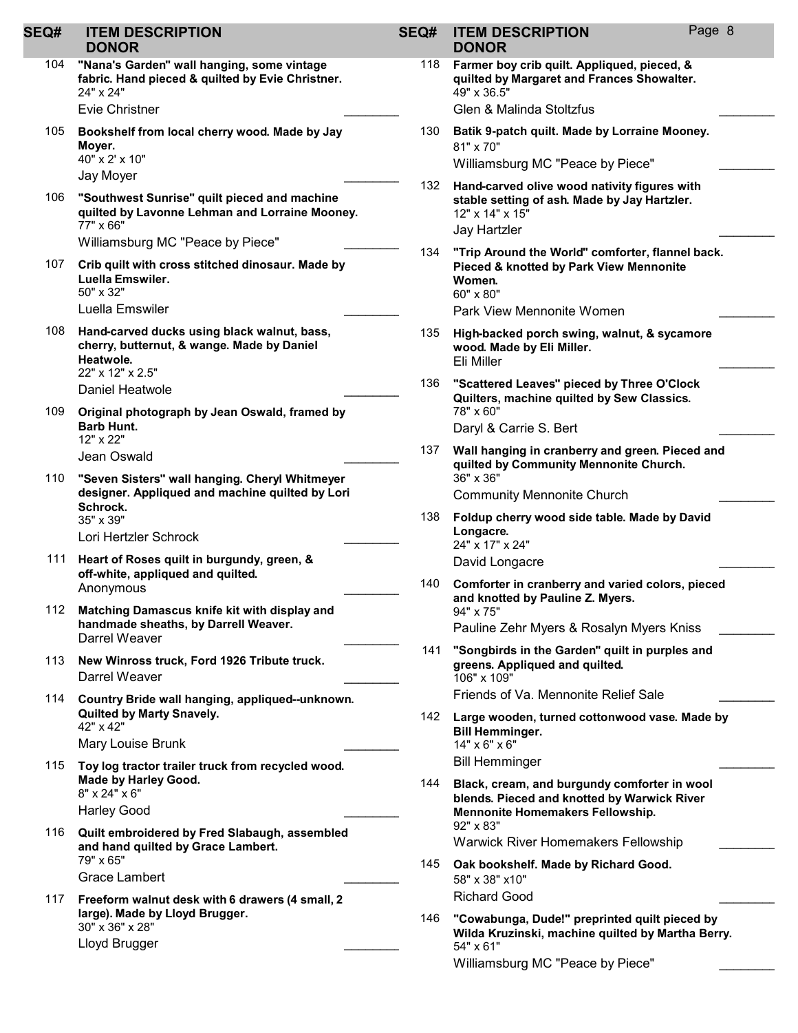| SEQ# | ITEM DESCRIPTION / DONOR |
|---|---|
| 104 | **"Nana's Garden" wall hanging, some vintage fabric. Hand pieced & quilted by Evie Christner.** 24" x 24" Evie Christner ________ |
| 105 | **Bookshelf from local cherry wood. Made by Jay Moyer.** 40" x 2' x 10" Jay Moyer ________ |
| 106 | **"Southwest Sunrise" quilt pieced and machine quilted by Lavonne Lehman and Lorraine Mooney.** 77" x 66" Williamsburg MC "Peace by Piece" ________ |
| 107 | **Crib quilt with cross stitched dinosaur. Made by Luella Emswiler.** 50" x 32" Luella Emswiler ________ |
| 108 | **Hand-carved ducks using black walnut, bass, cherry, butternut, & wange. Made by Daniel Heatwole.** 22" x 12" x 2.5" Daniel Heatwole ________ |
| 109 | **Original photograph by Jean Oswald, framed by Barb Hunt.** 12" x 22" Jean Oswald ________ |
| 110 | **"Seven Sisters" wall hanging. Cheryl Whitmeyer designer. Appliqued and machine quilted by Lori Schrock.** 35" x 39" Lori Hertzler Schrock ________ |
| 111 | **Heart of Roses quilt in burgundy, green, & off-white, appliqued and quilted.** Anonymous ________ |
| 112 | **Matching Damascus knife kit with display and handmade sheaths, by Darrell Weaver.** Darrel Weaver ________ |
| 113 | **New Winross truck, Ford 1926 Tribute truck.** Darrel Weaver ________ |
| 114 | **Country Bride wall hanging, appliqued--unknown. Quilted by Marty Snavely.** 42" x 42" Mary Louise Brunk ________ |
| 115 | **Toy log tractor trailer truck from recycled wood. Made by Harley Good.** 8" x 24" x 6" Harley Good ________ |
| 116 | **Quilt embroidered by Fred Slabaugh, assembled and hand quilted by Grace Lambert.** 79" x 65" Grace Lambert ________ |
| 117 | **Freeform walnut desk with 6 drawers (4 small, 2 large). Made by Lloyd Brugger.** 30" x 36" x 28" Lloyd Brugger ________ |
| 118 | **Farmer boy crib quilt. Appliqued, pieced, & quilted by Margaret and Frances Showalter.** 49" x 36.5" Glen & Malinda Stoltzfus ________ |
| 130 | **Batik 9-patch quilt. Made by Lorraine Mooney.** 81" x 70" Williamsburg MC "Peace by Piece" ________ |
| 132 | **Hand-carved olive wood nativity figures with stable setting of ash. Made by Jay Hartzler.** 12" x 14" x 15" Jay Hartzler ________ |
| 134 | **"Trip Around the World" comforter, flannel back. Pieced & knotted by Park View Mennonite Women.** 60" x 80" Park View Mennonite Women ________ |
| 135 | **High-backed porch swing, walnut, & sycamore wood. Made by Eli Miller.** Eli Miller ________ |
| 136 | **"Scattered Leaves" pieced by Three O'Clock Quilters, machine quilted by Sew Classics.** 78" x 60" Daryl & Carrie S. Bert ________ |
| 137 | **Wall hanging in cranberry and green. Pieced and quilted by Community Mennonite Church.** 36" x 36" Community Mennonite Church ________ |
| 138 | **Foldup cherry wood side table. Made by David Longacre.** 24" x 17" x 24" David Longacre ________ |
| 140 | **Comforter in cranberry and varied colors, pieced and knotted by Pauline Z. Myers.** 94" x 75" Pauline Zehr Myers & Rosalyn Myers Kniss ________ |
| 141 | **"Songbirds in the Garden" quilt in purples and greens. Appliqued and quilted.** 106" x 109" Friends of Va. Mennonite Relief Sale ________ |
| 142 | **Large wooden, turned cottonwood vase. Made by Bill Hemminger.** 14" x 6" x 6" Bill Hemminger ________ |
| 144 | **Black, cream, and burgundy comforter in wool blends. Pieced and knotted by Warwick River Mennonite Homemakers Fellowship.** 92" x 83" Warwick River Homemakers Fellowship ________ |
| 145 | **Oak bookshelf. Made by Richard Good.** 58" x 38" x10" Richard Good ________ |
| 146 | **"Cowabunga, Dude!" preprinted quilt pieced by Wilda Kruzinski, machine quilted by Martha Berry.** 54" x 61" Williamsburg MC "Peace by Piece" ________ |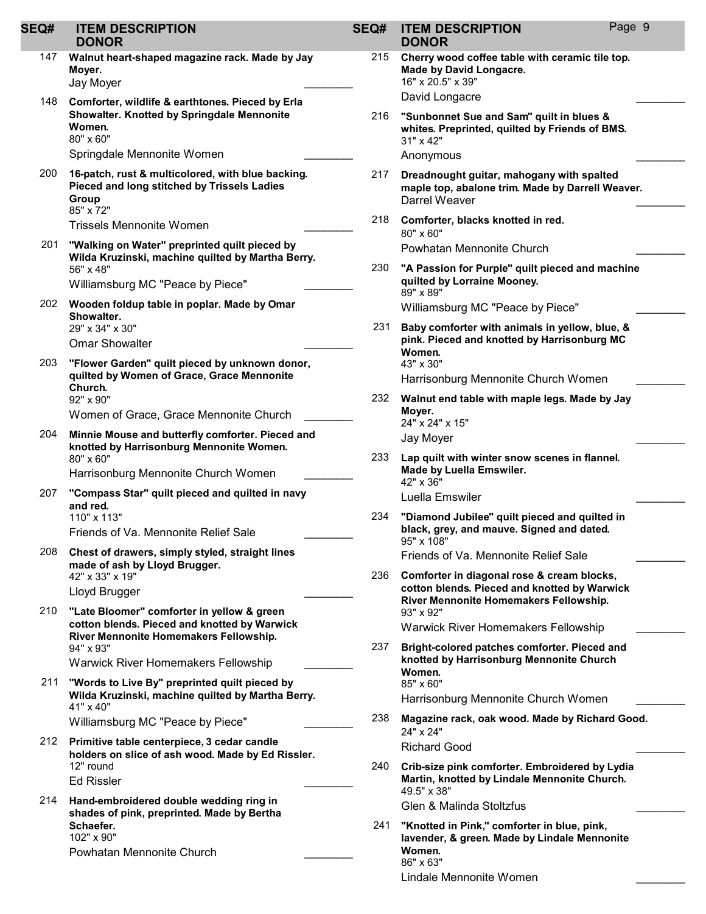| SEQ# | ITEM DESCRIPTION / DONOR | |
|---|---|---|
| 147 | **Walnut heart-shaped magazine rack. Made by Jay Moyer.**<br>Jay Moyer | ________ |
| 148 | **Comforter, wildlife & earthtones. Pieced by Erla Showalter. Knotted by Springdale Mennonite Women.**<br>80" x 60"<br>Springdale Mennonite Women | ________ |
| 200 | **16-patch, rust & multicolored, with blue backing. Pieced and long stitched by Trissels Ladies Group**<br>85" x 72"<br>Trissels Mennonite Women | ________ |
| 201 | **"Walking on Water" preprinted quilt pieced by Wilda Kruzinski, machine quilted by Martha Berry.**<br>56" x 48"<br>Williamsburg MC "Peace by Piece" | ________ |
| 202 | **Wooden foldup table in poplar. Made by Omar Showalter.**<br>29" x 34" x 30"<br>Omar Showalter | ________ |
| 203 | **"Flower Garden" quilt pieced by unknown donor, quilted by Women of Grace, Grace Mennonite Church.**<br>92" x 90"<br>Women of Grace, Grace Mennonite Church | ________ |
| 204 | **Minnie Mouse and butterfly comforter. Pieced and knotted by Harrisonburg Mennonite Women.**<br>80" x 60"<br>Harrisonburg Mennonite Church Women | ________ |
| 207 | **"Compass Star" quilt pieced and quilted in navy and red.**<br>110" x 113"<br>Friends of Va. Mennonite Relief Sale | ________ |
| 208 | **Chest of drawers, simply styled, straight lines made of ash by Lloyd Brugger.**<br>42" x 33" x 19"<br>Lloyd Brugger | ________ |
| 210 | **"Late Bloomer" comforter in yellow & green cotton blends. Pieced and knotted by Warwick River Mennonite Homemakers Fellowship.**<br>94" x 93"<br>Warwick River Homemakers Fellowship | ________ |
| 211 | **"Words to Live By" preprinted quilt pieced by Wilda Kruzinski, machine quilted by Martha Berry.**<br>41" x 40"<br>Williamsburg MC "Peace by Piece" | ________ |
| 212 | **Primitive table centerpiece, 3 cedar candle holders on slice of ash wood. Made by Ed Rissler.**<br>12" round<br>Ed Rissler | ________ |
| 214 | **Hand-embroidered double wedding ring in shades of pink, preprinted. Made by Bertha Schaefer.**<br>102" x 90"<br>Powhatan Mennonite Church | ________ |
| 215 | **Cherry wood coffee table with ceramic tile top. Made by David Longacre.**<br>16" x 20.5" x 39"<br>David Longacre | ________ |
| 216 | **"Sunbonnet Sue and Sam" quilt in blues & whites. Preprinted, quilted by Friends of BMS.**<br>31" x 42"<br>Anonymous | ________ |
| 217 | **Dreadnought guitar, mahogany with spalted maple top, abalone trim. Made by Darrell Weaver.**<br>Darrel Weaver | ________ |
| 218 | **Comforter, blacks knotted in red.**<br>80" x 60"<br>Powhatan Mennonite Church | ________ |
| 230 | **"A Passion for Purple" quilt pieced and machine quilted by Lorraine Mooney.**<br>89" x 89"<br>Williamsburg MC "Peace by Piece" | ________ |
| 231 | **Baby comforter with animals in yellow, blue, & pink. Pieced and knotted by Harrisonburg MC Women.**<br>43" x 30"<br>Harrisonburg Mennonite Church Women | ________ |
| 232 | **Walnut end table with maple legs. Made by Jay Moyer.**<br>24" x 24" x 15"<br>Jay Moyer | ________ |
| 233 | **Lap quilt with winter snow scenes in flannel. Made by Luella Emswiler.**<br>42" x 36"<br>Luella Emswiler | ________ |
| 234 | **"Diamond Jubilee" quilt pieced and quilted in black, grey, and mauve. Signed and dated.**<br>95" x 108"<br>Friends of Va. Mennonite Relief Sale | ________ |
| 236 | **Comforter in diagonal rose & cream blocks, cotton blends. Pieced and knotted by Warwick River Mennonite Homemakers Fellowship.**<br>93" x 92"<br>Warwick River Homemakers Fellowship | ________ |
| 237 | **Bright-colored patches comforter. Pieced and knotted by Harrisonburg Mennonite Church Women.**<br>85" x 60"<br>Harrisonburg Mennonite Church Women | ________ |
| 238 | **Magazine rack, oak wood. Made by Richard Good.**<br>24" x 24"<br>Richard Good | ________ |
| 240 | **Crib-size pink comforter. Embroidered by Lydia Martin, knotted by Lindale Mennonite Church.**<br>49.5" x 38"<br>Glen & Malinda Stoltzfus | ________ |
| 241 | **"Knotted in Pink," comforter in blue, pink, lavender, & green. Made by Lindale Mennonite Women.**<br>86" x 63"<br>Lindale Mennonite Women | ________ |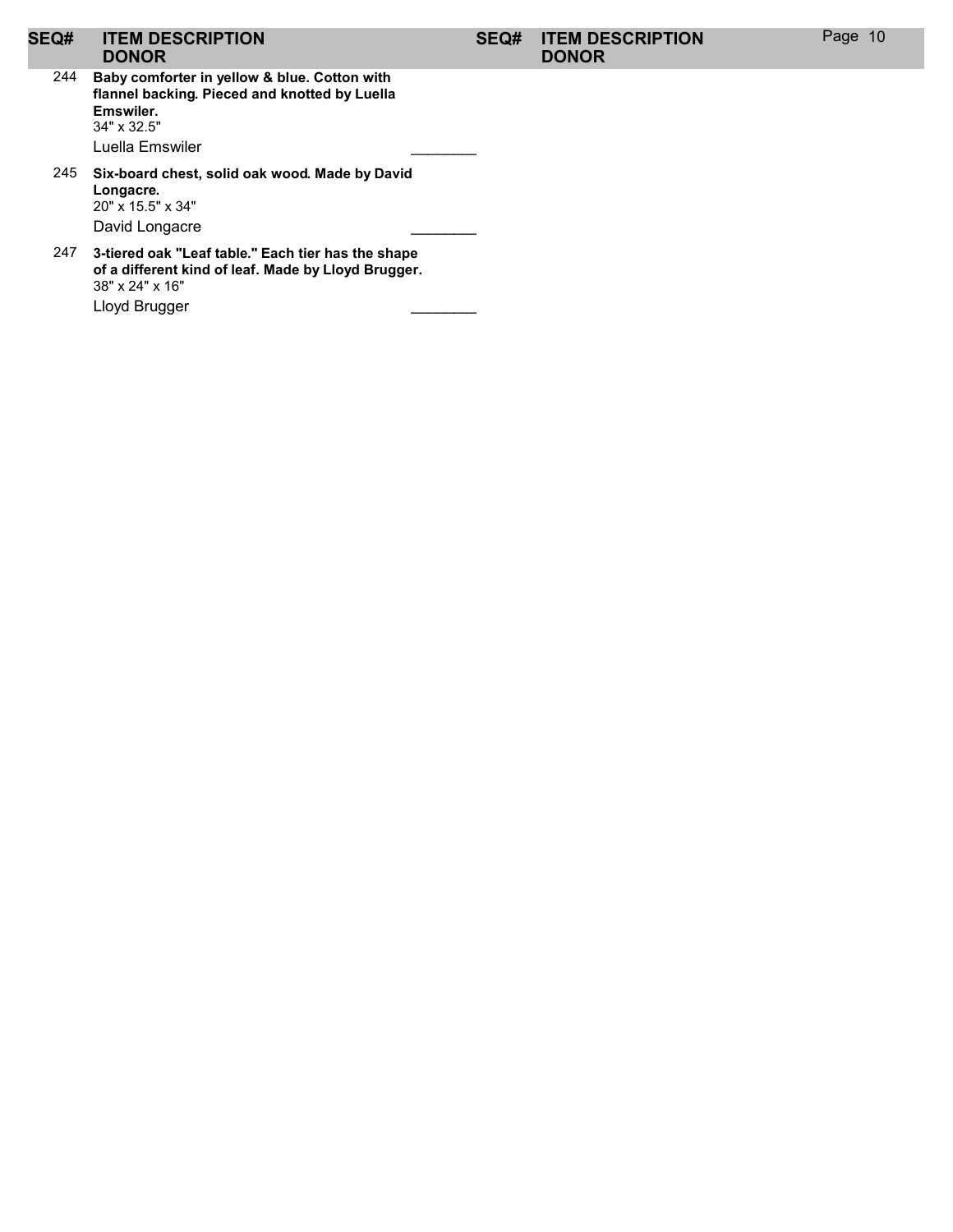| SEQ# | ITEM DESCRIPTION / DONOR | |
|---|---|---|
| 244 | **Baby comforter in yellow & blue. Cotton with flannel backing. Pieced and knotted by Luella Emswiler.**<br>34" x 32.5"<br>Luella Emswiler | ________ |
| 245 | **Six-board chest, solid oak wood. Made by David Longacre.**<br>20" x 15.5" x 34"<br>David Longacre | ________ |
| 247 | **3-tiered oak "Leaf table." Each tier has the shape of a different kind of leaf. Made by Lloyd Brugger.**<br>38" x 24" x 16"<br>Lloyd Brugger | ________ |